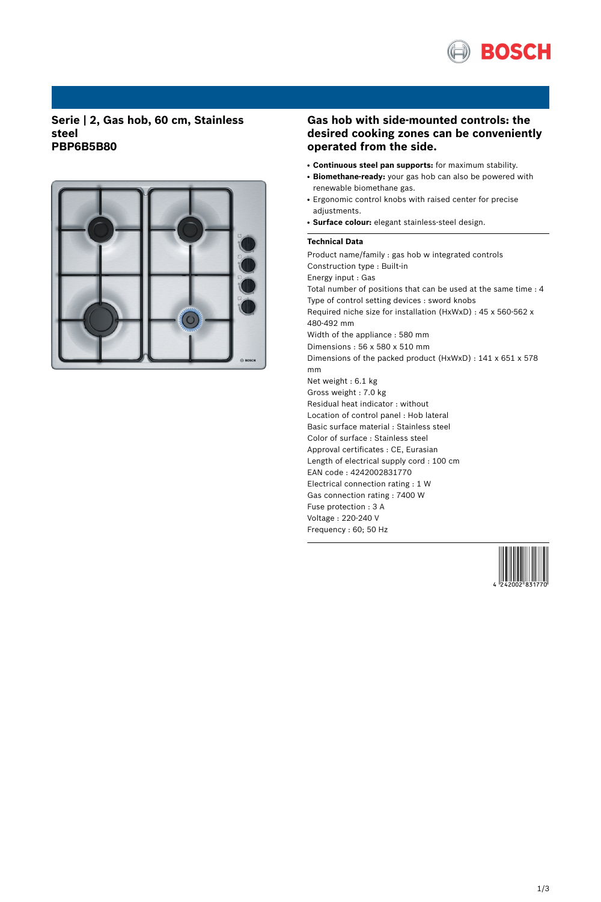# Serie | 2, Gas hob, 60 cm, Stainless steel
# PBP6B5B80

## Gas hob with side-mounted controls: the desired cooking zones can be conveniently operated from the side.

- **Continuous steel pan supports:** for maximum stability.
- **Biomethane-ready:** your gas hob can also be powered with renewable biomethane gas.
- Ergonomic control knobs with raised center for precise adjustments.
- **Surface colour:** elegant stainless-steel design.

### Technical Data

Product name/family : gas hob w integrated controls
Construction type : Built-in
Energy input : Gas
Total number of positions that can be used at the same time : 4
Type of control setting devices : sword knobs
Required niche size for installation (HxWxD) : 45 x 560-562 x 480-492 mm
Width of the appliance : 580 mm
Dimensions : 56 x 580 x 510 mm
Dimensions of the packed product (HxWxD) : 141 x 651 x 578 mm
Net weight : 6.1 kg
Gross weight : 7.0 kg
Residual heat indicator : without
Location of control panel : Hob lateral
Basic surface material : Stainless steel
Color of surface : Stainless steel
Approval certificates : CE, Eurasian
Length of electrical supply cord : 100 cm
EAN code : 4242002831770
Electrical connection rating : 1 W
Gas connection rating : 7400 W
Fuse protection : 3 A
Voltage : 220-240 V
Frequency : 60; 50 Hz

4 242002 831770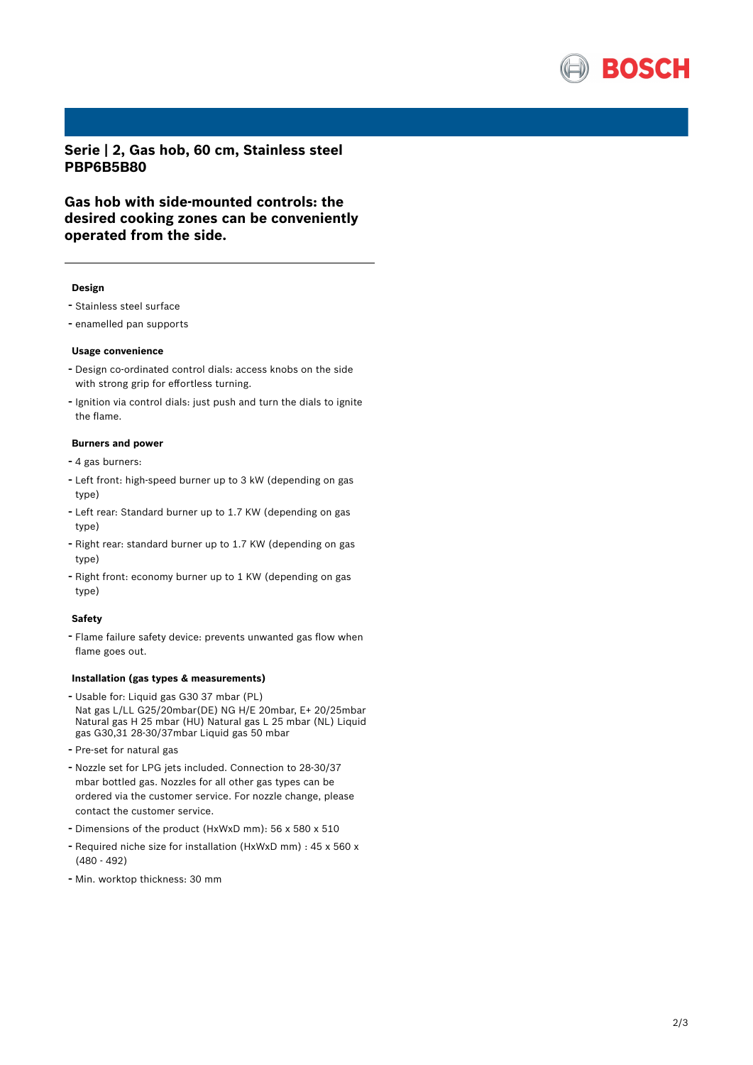## Serie | 2, Gas hob, 60 cm, Stainless steel PBP6B5B80

## Gas hob with side-mounted controls: the desired cooking zones can be conveniently operated from the side.

### Design

- Stainless steel surface
- enamelled pan supports

### Usage convenience

- Design co-ordinated control dials: access knobs on the side with strong grip for effortless turning.
- Ignition via control dials: just push and turn the dials to ignite the flame.

### Burners and power

- 4 gas burners:
- Left front: high-speed burner up to 3 kW (depending on gas type)
- Left rear: Standard burner up to 1.7 KW (depending on gas type)
- Right rear: standard burner up to 1.7 KW (depending on gas type)
- Right front: economy burner up to 1 KW (depending on gas type)

### Safety

- Flame failure safety device: prevents unwanted gas flow when flame goes out.

### Installation (gas types & measurements)

- Usable for: Liquid gas G30 37 mbar (PL) Nat gas L/LL G25/20mbar(DE) NG H/E 20mbar, E+ 20/25mbar Natural gas H 25 mbar (HU) Natural gas L 25 mbar (NL) Liquid gas G30,31 28-30/37mbar Liquid gas 50 mbar
- Pre-set for natural gas
- Nozzle set for LPG jets included. Connection to 28-30/37 mbar bottled gas. Nozzles for all other gas types can be ordered via the customer service. For nozzle change, please contact the customer service.
- Dimensions of the product (HxWxD mm): 56 x 580 x 510
- Required niche size for installation (HxWxD mm) : 45 x 560 x (480 - 492)
- Min. worktop thickness: 30 mm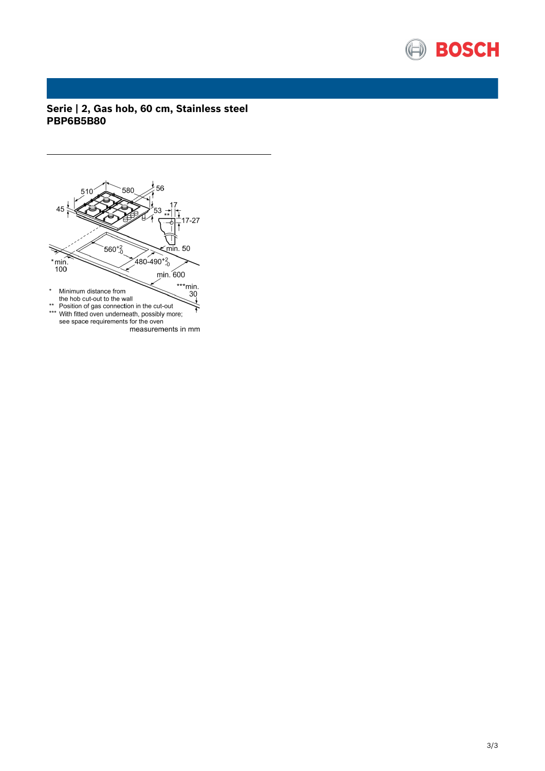**Serie | 2, Gas hob, 60 cm, Stainless steel**
**PBP6B5B80**

510
580
56
45
53
17
**
17-27
$560^{+2}_{-0}$
min. 50
$480\text{-}490^{+2}_{-0}$
*min.
100
min. 600
***min.
30

\* Minimum distance from the hob cut-out to the wall
\*\* Position of gas connection in the cut-out
\*\*\* With fitted oven underneath, possibly more; see space requirements for the oven

measurements in mm